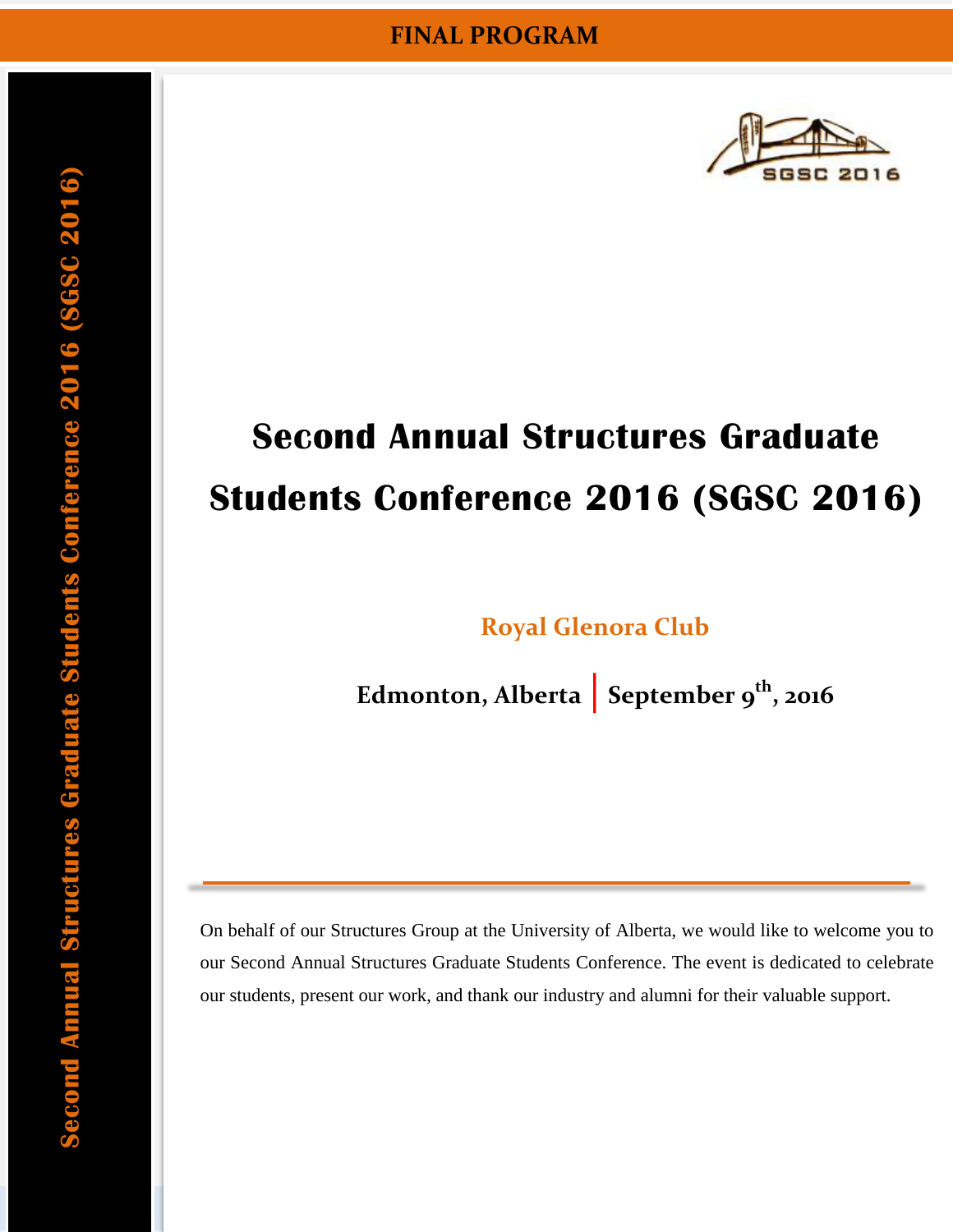FINAL PROGRAM

Second Annual Structures Graduate Students Conference 2016 (SGSC 2016)

SGSC 2016

# Second Annual Structures Graduate Students Conference 2016 (SGSC 2016)

**Royal Glenora Club**

**Edmonton, Alberta | September 9th, 2016**

On behalf of our Structures Group at the University of Alberta, we would like to welcome you to our Second Annual Structures Graduate Students Conference. The event is dedicated to celebrate our students, present our work, and thank our industry and alumni for their valuable support.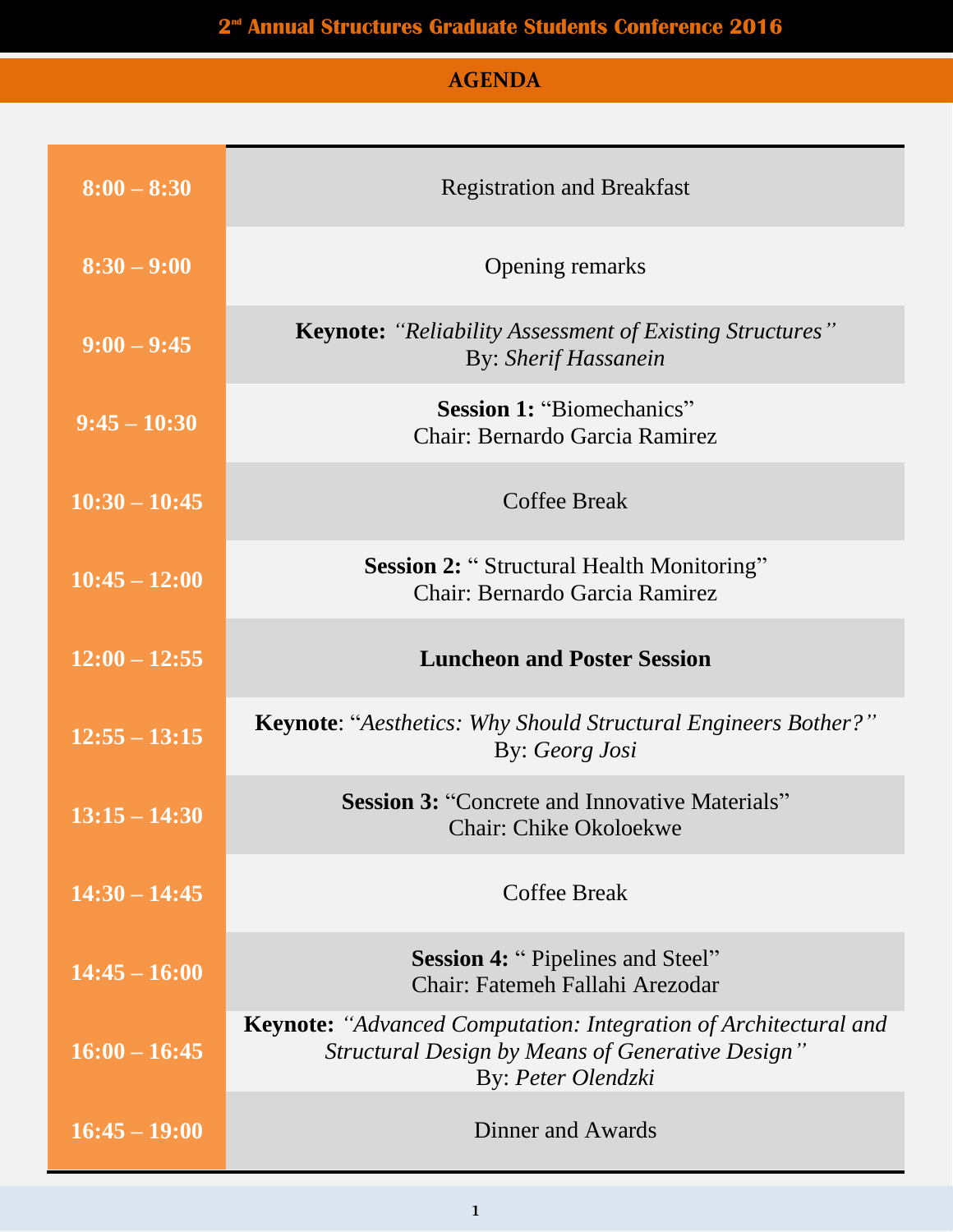# 2nd Annual Structures Graduate Students Conference 2016

## AGENDA

| Time | Event |
|---|---|
| **8:00 – 8:30** | Registration and Breakfast |
| **8:30 – 9:00** | Opening remarks |
| **9:00 – 9:45** | **Keynote:** *"Reliability Assessment of Existing Structures"*<br>By: *Sherif Hassanein* |
| **9:45 – 10:30** | **Session 1:** "Biomechanics"<br>Chair: Bernardo Garcia Ramirez |
| **10:30 – 10:45** | Coffee Break |
| **10:45 – 12:00** | **Session 2:** " Structural Health Monitoring"<br>Chair: Bernardo Garcia Ramirez |
| **12:00 – 12:55** | **Luncheon and Poster Session** |
| **12:55 – 13:15** | **Keynote**: "*Aesthetics: Why Should Structural Engineers Bother?"*<br>By: *Georg Josi* |
| **13:15 – 14:30** | **Session 3:** "Concrete and Innovative Materials"<br>Chair: Chike Okoloekwe |
| **14:30 – 14:45** | Coffee Break |
| **14:45 – 16:00** | **Session 4:** " Pipelines and Steel"<br>Chair: Fatemeh Fallahi Arezodar |
| **16:00 – 16:45** | **Keynote:** *"Advanced Computation: Integration of Architectural and Structural Design by Means of Generative Design"*<br>By: *Peter Olendzki* |
| **16:45 – 19:00** | Dinner and Awards |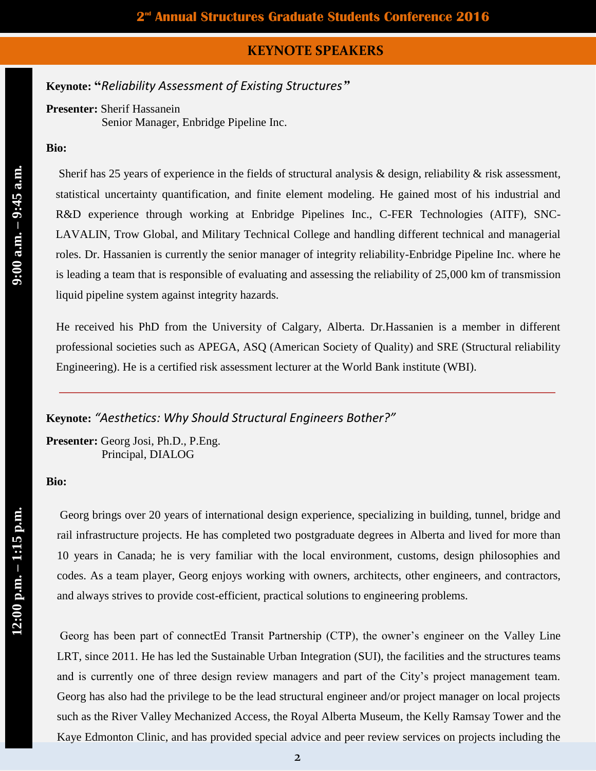## KEYNOTE SPEAKERS

**9:00 a.m. – 9:45 a.m.**

**Keynote: "***Reliability Assessment of Existing Structures***"**

**Presenter:** Sherif Hassanein
Senior Manager, Enbridge Pipeline Inc.

**Bio:**

Sherif has 25 years of experience in the fields of structural analysis & design, reliability & risk assessment, statistical uncertainty quantification, and finite element modeling. He gained most of his industrial and R&D experience through working at Enbridge Pipelines Inc., C-FER Technologies (AITF), SNC-LAVALIN, Trow Global, and Military Technical College and handling different technical and managerial roles. Dr. Hassanien is currently the senior manager of integrity reliability-Enbridge Pipeline Inc. where he is leading a team that is responsible of evaluating and assessing the reliability of 25,000 km of transmission liquid pipeline system against integrity hazards.

He received his PhD from the University of Calgary, Alberta. Dr.Hassanien is a member in different professional societies such as APEGA, ASQ (American Society of Quality) and SRE (Structural reliability Engineering). He is a certified risk assessment lecturer at the World Bank institute (WBI).

---

**12:00 p.m. – 1:15 p.m.**

**Keynote:** *"Aesthetics: Why Should Structural Engineers Bother?"*

**Presenter:** Georg Josi, Ph.D., P.Eng.
Principal, DIALOG

**Bio:**

Georg brings over 20 years of international design experience, specializing in building, tunnel, bridge and rail infrastructure projects. He has completed two postgraduate degrees in Alberta and lived for more than 10 years in Canada; he is very familiar with the local environment, customs, design philosophies and codes. As a team player, Georg enjoys working with owners, architects, other engineers, and contractors, and always strives to provide cost-efficient, practical solutions to engineering problems.

Georg has been part of connectEd Transit Partnership (CTP), the owner's engineer on the Valley Line LRT, since 2011. He has led the Sustainable Urban Integration (SUI), the facilities and the structures teams and is currently one of three design review managers and part of the City's project management team. Georg has also had the privilege to be the lead structural engineer and/or project manager on local projects such as the River Valley Mechanized Access, the Royal Alberta Museum, the Kelly Ramsay Tower and the Kaye Edmonton Clinic, and has provided special advice and peer review services on projects including the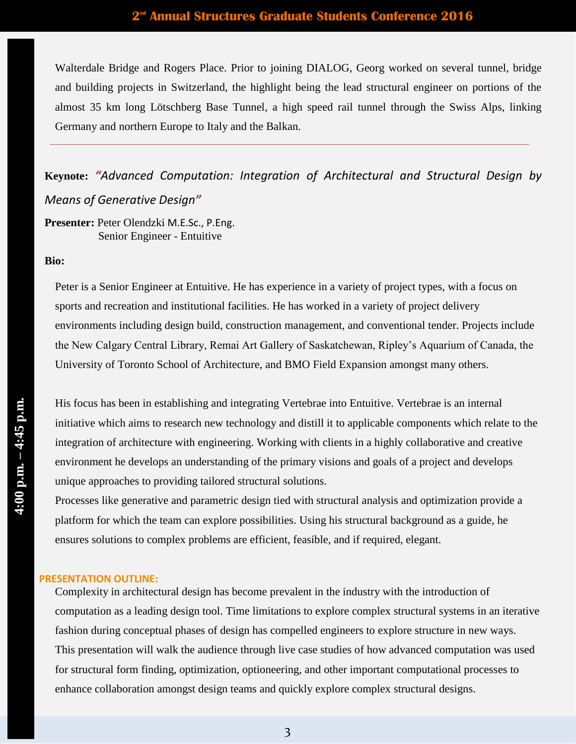Walterdale Bridge and Rogers Place. Prior to joining DIALOG, Georg worked on several tunnel, bridge and building projects in Switzerland, the highlight being the lead structural engineer on portions of the almost 35 km long Lötschberg Base Tunnel, a high speed rail tunnel through the Swiss Alps, linking Germany and northern Europe to Italy and the Balkan.

---

4:00 p.m. – 4:45 p.m.

**Keynote:** *"Advanced Computation: Integration of Architectural and Structural Design by Means of Generative Design"*

**Presenter:** Peter Olendzki M.E.Sc., P.Eng.
Senior Engineer - Entuitive

**Bio:**

Peter is a Senior Engineer at Entuitive. He has experience in a variety of project types, with a focus on sports and recreation and institutional facilities. He has worked in a variety of project delivery environments including design build, construction management, and conventional tender. Projects include the New Calgary Central Library, Remai Art Gallery of Saskatchewan, Ripley's Aquarium of Canada, the University of Toronto School of Architecture, and BMO Field Expansion amongst many others.

His focus has been in establishing and integrating Vertebrae into Entuitive. Vertebrae is an internal initiative which aims to research new technology and distill it to applicable components which relate to the integration of architecture with engineering. Working with clients in a highly collaborative and creative environment he develops an understanding of the primary visions and goals of a project and develops unique approaches to providing tailored structural solutions.
Processes like generative and parametric design tied with structural analysis and optimization provide a platform for which the team can explore possibilities. Using his structural background as a guide, he ensures solutions to complex problems are efficient, feasible, and if required, elegant.

**PRESENTATION OUTLINE:**

Complexity in architectural design has become prevalent in the industry with the introduction of computation as a leading design tool. Time limitations to explore complex structural systems in an iterative fashion during conceptual phases of design has compelled engineers to explore structure in new ways. This presentation will walk the audience through live case studies of how advanced computation was used for structural form finding, optimization, optioneering, and other important computational processes to enhance collaboration amongst design teams and quickly explore complex structural designs.